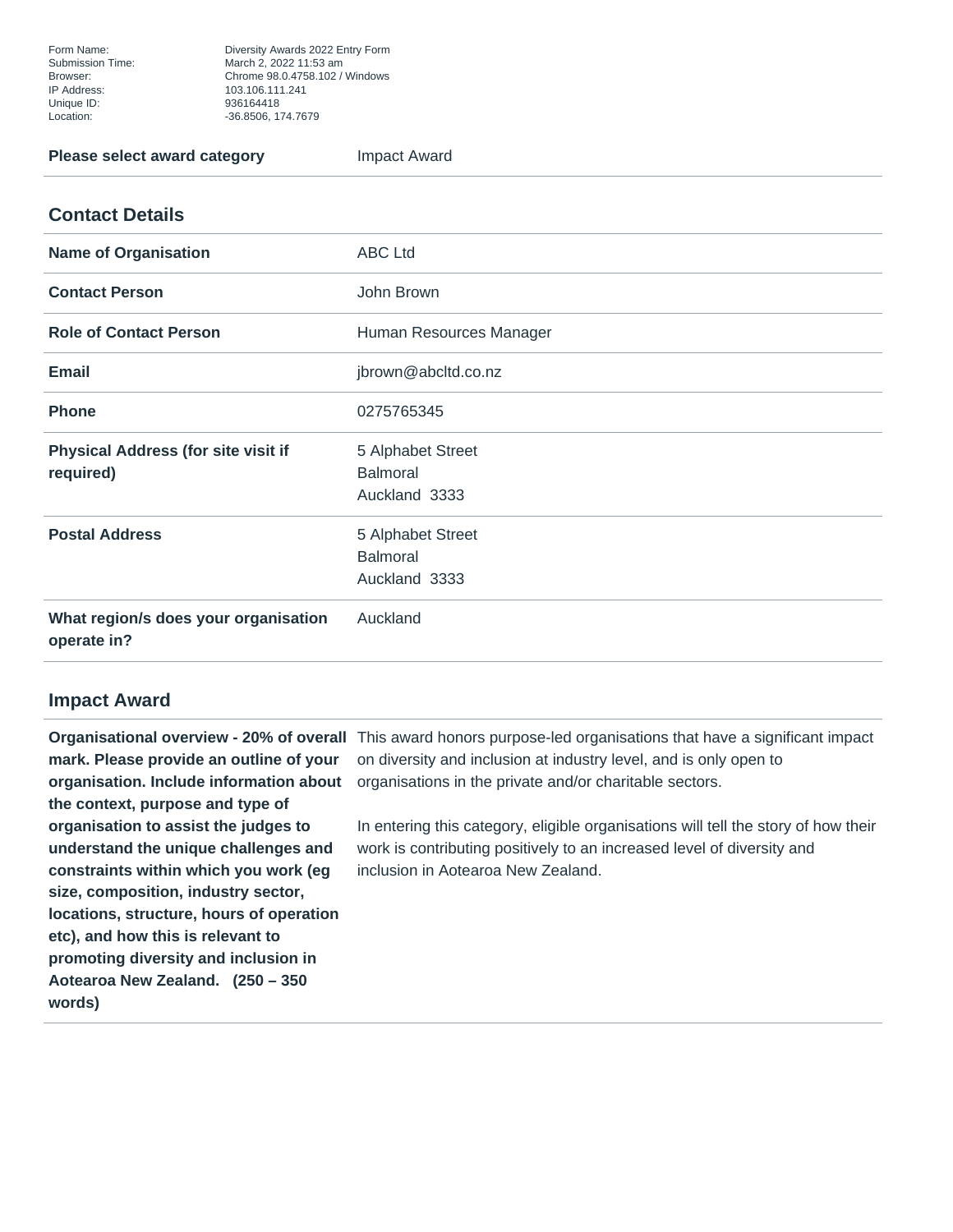| | |
|---|---|
| Form Name: | Diversity Awards 2022 Entry Form |
| Submission Time: | March 2, 2022 11:53 am |
| Browser: | Chrome 98.0.4758.102 / Windows |
| IP Address: | 103.106.111.241 |
| Unique ID: | 936164418 |
| Location: | -36.8506, 174.7679 |

| | |
|---|---|
| **Please select award category** | Impact Award |

## Contact Details

| | |
|---|---|
| **Name of Organisation** | ABC Ltd |
| **Contact Person** | John Brown |
| **Role of Contact Person** | Human Resources Manager |
| **Email** | jbrown@abcltd.co.nz |
| **Phone** | 0275765345 |
| **Physical Address (for site visit if required)** | 5 Alphabet Street<br>Balmoral<br>Auckland 3333 |
| **Postal Address** | 5 Alphabet Street<br>Balmoral<br>Auckland 3333 |
| **What region/s does your organisation operate in?** | Auckland |

## Impact Award

| | |
|---|---|
| **Organisational overview - 20% of overall mark. Please provide an outline of your organisation. Include information about the context, purpose and type of organisation to assist the judges to understand the unique challenges and constraints within which you work (eg size, composition, industry sector, locations, structure, hours of operation etc), and how this is relevant to promoting diversity and inclusion in Aotearoa New Zealand. (250 – 350 words)** | This award honors purpose-led organisations that have a significant impact on diversity and inclusion at industry level, and is only open to organisations in the private and/or charitable sectors.<br><br>In entering this category, eligible organisations will tell the story of how their work is contributing positively to an increased level of diversity and inclusion in Aotearoa New Zealand. |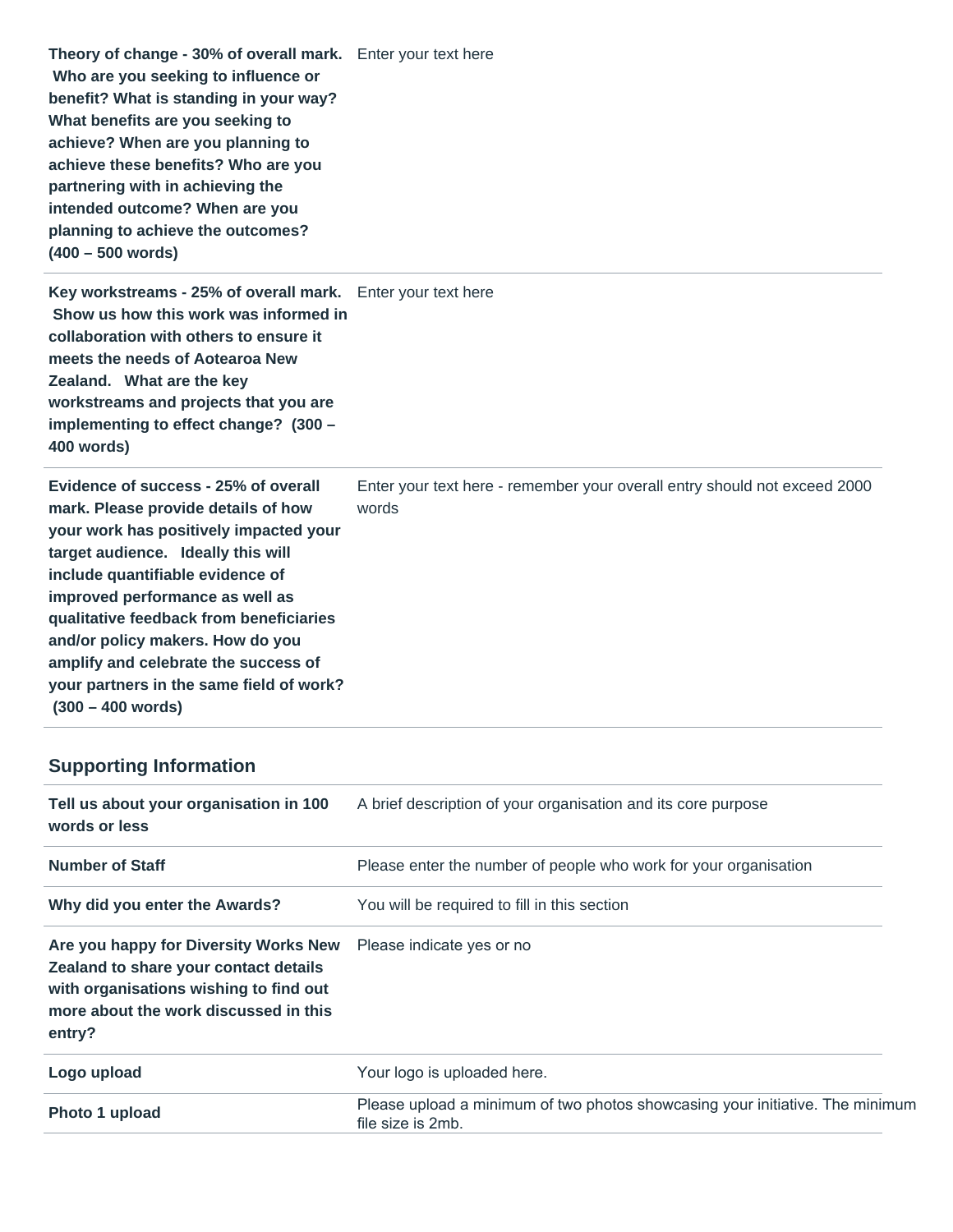| | |
|---|---|
| **Theory of change - 30% of overall mark. Who are you seeking to influence or benefit? What is standing in your way? What benefits are you seeking to achieve? When are you planning to achieve these benefits? Who are you partnering with in achieving the intended outcome? When are you planning to achieve the outcomes? (400 – 500 words)** | Enter your text here |
| **Key workstreams - 25% of overall mark. Show us how this work was informed in collaboration with others to ensure it meets the needs of Aotearoa New Zealand. What are the key workstreams and projects that you are implementing to effect change? (300 – 400 words)** | Enter your text here |
| **Evidence of success - 25% of overall mark. Please provide details of how your work has positively impacted your target audience. Ideally this will include quantifiable evidence of improved performance as well as qualitative feedback from beneficiaries and/or policy makers. How do you amplify and celebrate the success of your partners in the same field of work? (300 – 400 words)** | Enter your text here - remember your overall entry should not exceed 2000 words |

## Supporting Information

| | |
|---|---|
| **Tell us about your organisation in 100 words or less** | A brief description of your organisation and its core purpose |
| **Number of Staff** | Please enter the number of people who work for your organisation |
| **Why did you enter the Awards?** | You will be required to fill in this section |
| **Are you happy for Diversity Works New Zealand to share your contact details with organisations wishing to find out more about the work discussed in this entry?** | Please indicate yes or no |
| **Logo upload** | Your logo is uploaded here. |
| **Photo 1 upload** | Please upload a minimum of two photos showcasing your initiative. The minimum file size is 2mb. |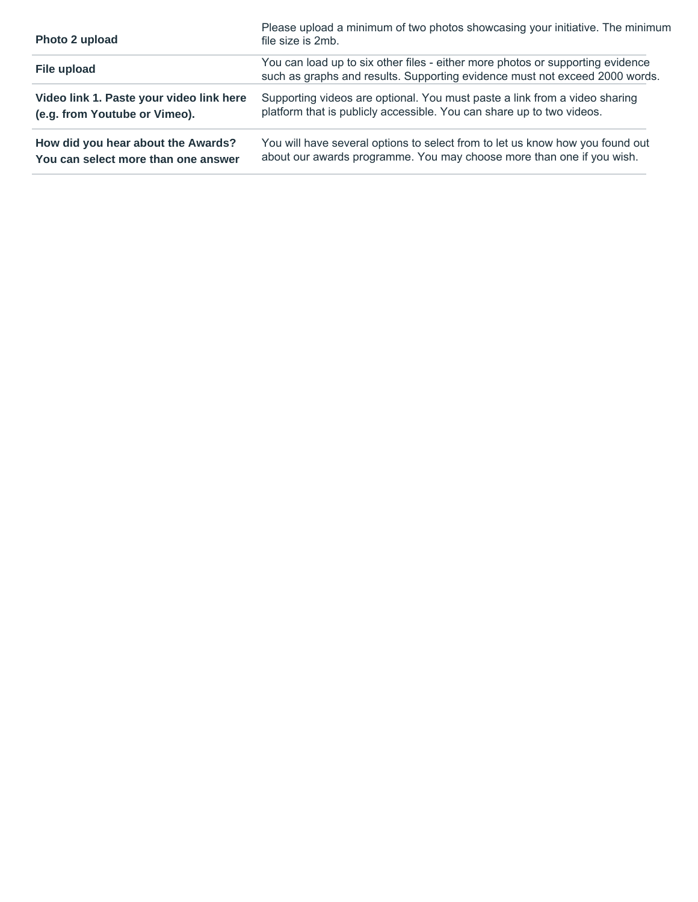| | |
|---|---|
| **Photo 2 upload** | Please upload a minimum of two photos showcasing your initiative. The minimum file size is 2mb. |
| **File upload** | You can load up to six other files - either more photos or supporting evidence such as graphs and results. Supporting evidence must not exceed 2000 words. |
| **Video link 1. Paste your video link here (e.g. from Youtube or Vimeo).** | Supporting videos are optional. You must paste a link from a video sharing platform that is publicly accessible. You can share up to two videos. |
| **How did you hear about the Awards? You can select more than one answer** | You will have several options to select from to let us know how you found out about our awards programme. You may choose more than one if you wish. |